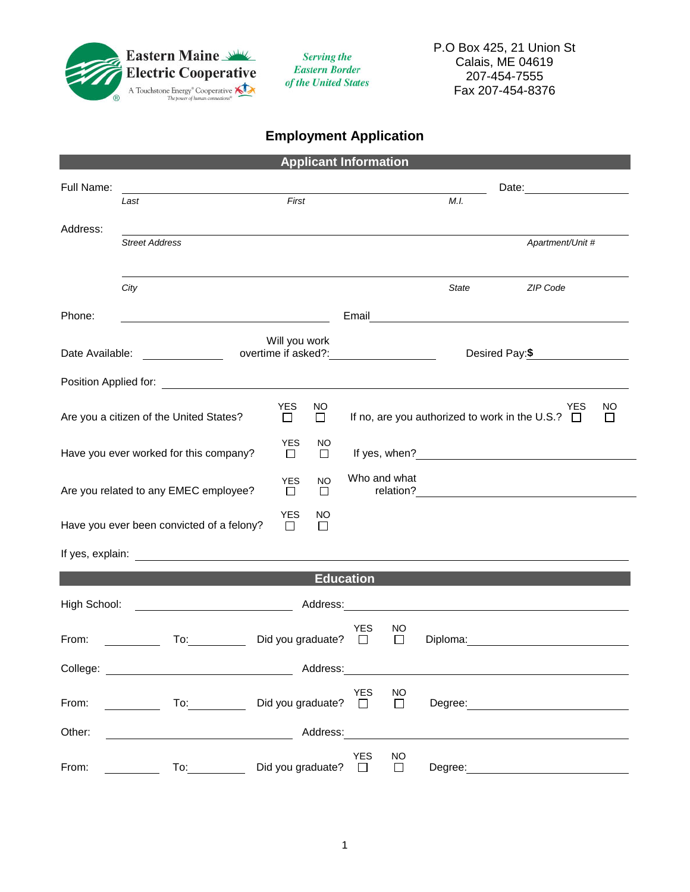Eastern Maine Electric Cooperative

A Touchstone Energy® Cooperative

*Serving the Eastern Border of the United States*

P.O Box 425, 21 Union St
Calais, ME 04619
207-454-7555
Fax 207-454-8376

# Employment Application

## Applicant Information

Full Name: ______________________________________________ Date: ______________

*Last* *First* *M.I.*

Address: ______________________________________________________________

*Street Address* *Apartment/Unit #*

______________________________________________________________

*City* *State* *ZIP Code*

Phone: ______________________ Email ______________________________

Date Available: __________ Will you work overtime if asked?: __________ Desired Pay: **$** __________

Position Applied for: ______________________________________________

Are you a citizen of the United States? YES ☐ NO ☐ If no, are you authorized to work in the U.S.? YES ☐ NO ☐

Have you ever worked for this company? YES ☐ NO ☐ If yes, when? ______________________

Are you related to any EMEC employee? YES ☐ NO ☐ Who and what relation? ______________________

Have you ever been convicted of a felony? YES ☐ NO ☐

If yes, explain: ______________________________________________

## Education

High School: ______________________ Address: ______________________________

From: __________ To: __________ Did you graduate? YES ☐ NO ☐ Diploma: ______________________

College: ______________________ Address: ______________________________

From: __________ To: __________ Did you graduate? YES ☐ NO ☐ Degree: ______________________

Other: ______________________ Address: ______________________________

From: __________ To: __________ Did you graduate? YES ☐ NO ☐ Degree: ______________________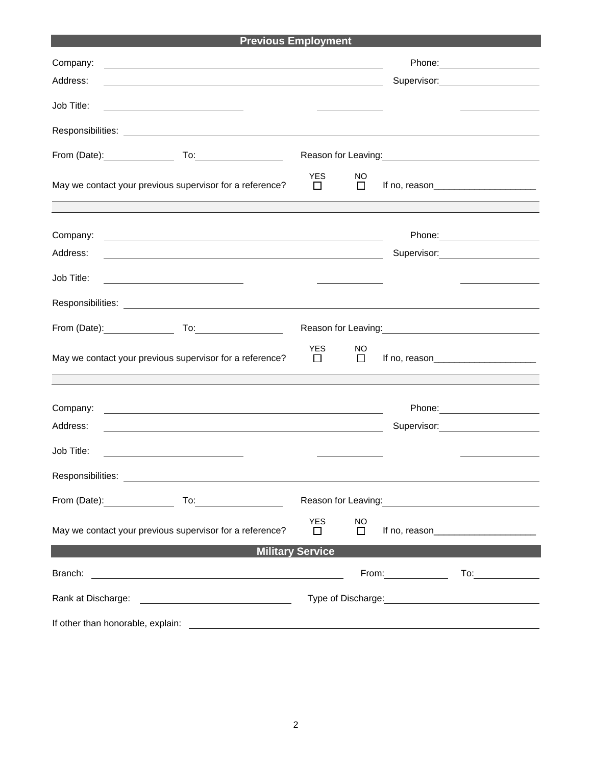## Previous Employment

Company: ______________________________ Phone: ______________

Address: ______________________________ Supervisor: ______________

Job Title: ______________ ______________ ______________

Responsibilities: ______________________________________________

From (Date): __________ To: __________ Reason for Leaving: ______________

May we contact your previous supervisor for a reference? YES ☐ NO ☐ If no, reason____________________

---

Company: ______________________________ Phone: ______________

Address: ______________________________ Supervisor: ______________

Job Title: ______________ ______________ ______________

Responsibilities: ______________________________________________

From (Date): __________ To: __________ Reason for Leaving: ______________

May we contact your previous supervisor for a reference? YES ☐ NO ☐ If no, reason____________________

---

Company: ______________________________ Phone: ______________

Address: ______________________________ Supervisor: ______________

Job Title: ______________ ______________ ______________

Responsibilities: ______________________________________________

From (Date): __________ To: __________ Reason for Leaving: ______________

May we contact your previous supervisor for a reference? YES ☐ NO ☐ If no, reason____________________

## Military Service

Branch: ______________________________ From: __________ To: __________

Rank at Discharge: ______________ Type of Discharge: ______________

If other than honorable, explain: ______________________________________________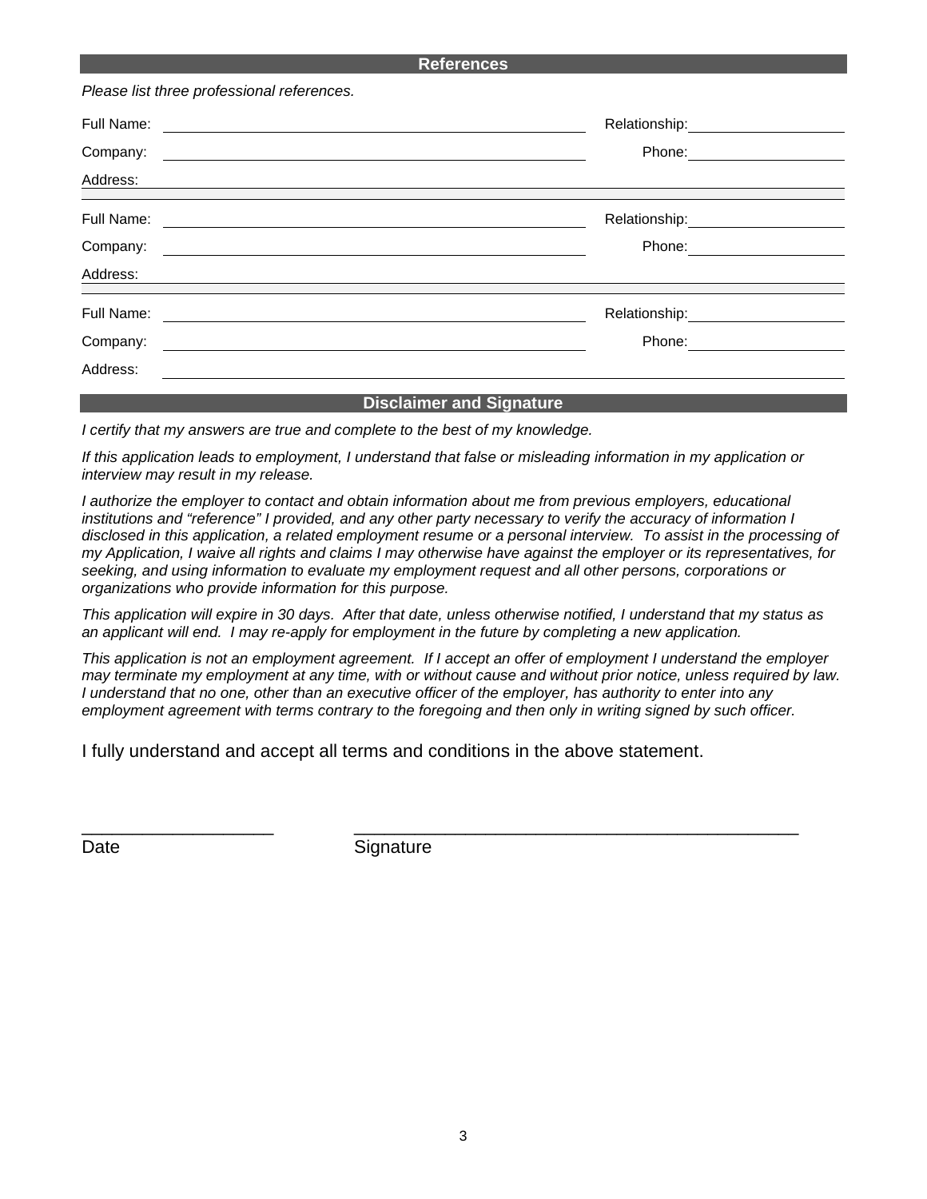## References

*Please list three professional references.*

| | | | |
|---|---|---|---|
| Full Name: | | Relationship: | |
| Company: | | Phone: | |
| Address: | | | |

| | | | |
|---|---|---|---|
| Full Name: | | Relationship: | |
| Company: | | Phone: | |
| Address: | | | |

| | | | |
|---|---|---|---|
| Full Name: | | Relationship: | |
| Company: | | Phone: | |
| Address: | | | |

## Disclaimer and Signature

*I certify that my answers are true and complete to the best of my knowledge.*

*If this application leads to employment, I understand that false or misleading information in my application or interview may result in my release.*

*I authorize the employer to contact and obtain information about me from previous employers, educational institutions and "reference" I provided, and any other party necessary to verify the accuracy of information I disclosed in this application, a related employment resume or a personal interview. To assist in the processing of my Application, I waive all rights and claims I may otherwise have against the employer or its representatives, for seeking, and using information to evaluate my employment request and all other persons, corporations or organizations who provide information for this purpose.*

*This application will expire in 30 days. After that date, unless otherwise notified, I understand that my status as an applicant will end. I may re-apply for employment in the future by completing a new application.*

*This application is not an employment agreement. If I accept an offer of employment I understand the employer may terminate my employment at any time, with or without cause and without prior notice, unless required by law. I understand that no one, other than an executive officer of the employer, has authority to enter into any employment agreement with terms contrary to the foregoing and then only in writing signed by such officer.*

I fully understand and accept all terms and conditions in the above statement.

\_\_\_\_\_\_\_\_\_\_\_\_\_\_\_\_\_\_\_\_ \_\_\_\_\_\_\_\_\_\_\_\_\_\_\_\_\_\_\_\_\_\_\_\_\_\_\_\_\_\_\_\_\_\_\_\_\_\_\_\_\_\_\_\_\_\_

Date Signature